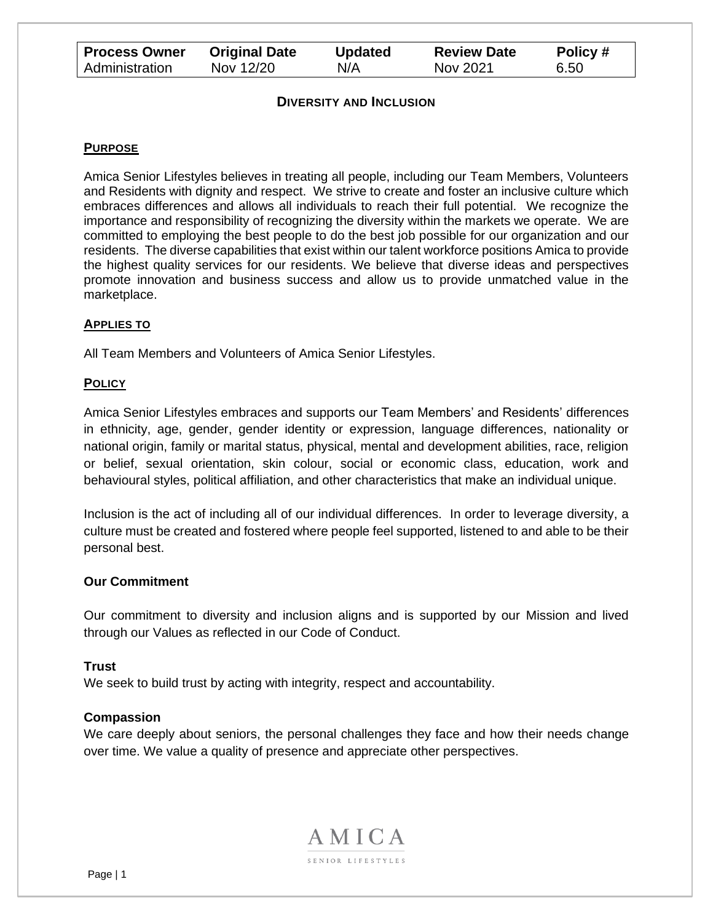| Process Owner | Original Date | Updated | Review Date | Policy # |
| --- | --- | --- | --- | --- |
| Administration | Nov 12/20 | N/A | Nov 2021 | 6.50 |

# DIVERSITY AND INCLUSION

## PURPOSE

Amica Senior Lifestyles believes in treating all people, including our Team Members, Volunteers and Residents with dignity and respect. We strive to create and foster an inclusive culture which embraces differences and allows all individuals to reach their full potential. We recognize the importance and responsibility of recognizing the diversity within the markets we operate. We are committed to employing the best people to do the best job possible for our organization and our residents. The diverse capabilities that exist within our talent workforce positions Amica to provide the highest quality services for our residents. We believe that diverse ideas and perspectives promote innovation and business success and allow us to provide unmatched value in the marketplace.

## APPLIES TO

All Team Members and Volunteers of Amica Senior Lifestyles.

## POLICY

Amica Senior Lifestyles embraces and supports our Team Members' and Residents' differences in ethnicity, age, gender, gender identity or expression, language differences, nationality or national origin, family or marital status, physical, mental and development abilities, race, religion or belief, sexual orientation, skin colour, social or economic class, education, work and behavioural styles, political affiliation, and other characteristics that make an individual unique.

Inclusion is the act of including all of our individual differences. In order to leverage diversity, a culture must be created and fostered where people feel supported, listened to and able to be their personal best.

### Our Commitment

Our commitment to diversity and inclusion aligns and is supported by our Mission and lived through our Values as reflected in our Code of Conduct.

**Trust**
We seek to build trust by acting with integrity, respect and accountability.

**Compassion**
We care deeply about seniors, the personal challenges they face and how their needs change over time. We value a quality of presence and appreciate other perspectives.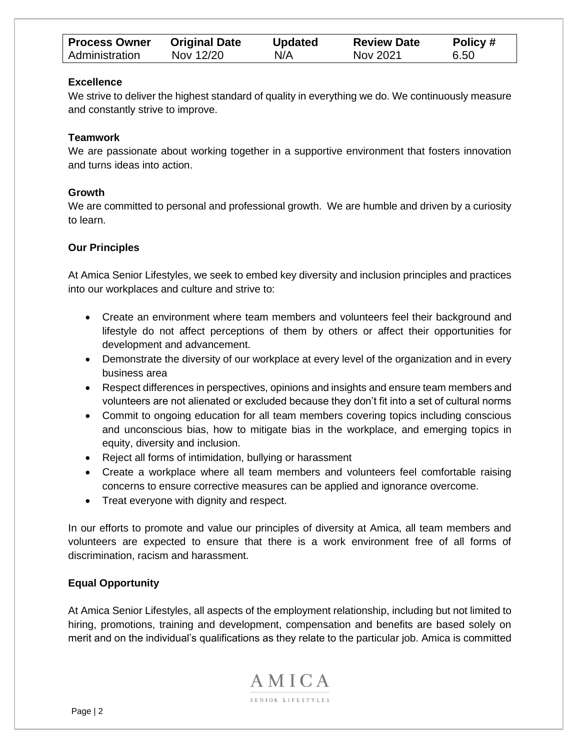| Process Owner | Original Date | Updated | Review Date | Policy # |
| --- | --- | --- | --- | --- |
| Administration | Nov 12/20 | N/A | Nov 2021 | 6.50 |

**Excellence**
We strive to deliver the highest standard of quality in everything we do. We continuously measure and constantly strive to improve.

**Teamwork**
We are passionate about working together in a supportive environment that fosters innovation and turns ideas into action.

**Growth**
We are committed to personal and professional growth. We are humble and driven by a curiosity to learn.

**Our Principles**

At Amica Senior Lifestyles, we seek to embed key diversity and inclusion principles and practices into our workplaces and culture and strive to:

- Create an environment where team members and volunteers feel their background and lifestyle do not affect perceptions of them by others or affect their opportunities for development and advancement.
- Demonstrate the diversity of our workplace at every level of the organization and in every business area
- Respect differences in perspectives, opinions and insights and ensure team members and volunteers are not alienated or excluded because they don't fit into a set of cultural norms
- Commit to ongoing education for all team members covering topics including conscious and unconscious bias, how to mitigate bias in the workplace, and emerging topics in equity, diversity and inclusion.
- Reject all forms of intimidation, bullying or harassment
- Create a workplace where all team members and volunteers feel comfortable raising concerns to ensure corrective measures can be applied and ignorance overcome.
- Treat everyone with dignity and respect.

In our efforts to promote and value our principles of diversity at Amica, all team members and volunteers are expected to ensure that there is a work environment free of all forms of discrimination, racism and harassment.

**Equal Opportunity**

At Amica Senior Lifestyles, all aspects of the employment relationship, including but not limited to hiring, promotions, training and development, compensation and benefits are based solely on merit and on the individual's qualifications as they relate to the particular job. Amica is committed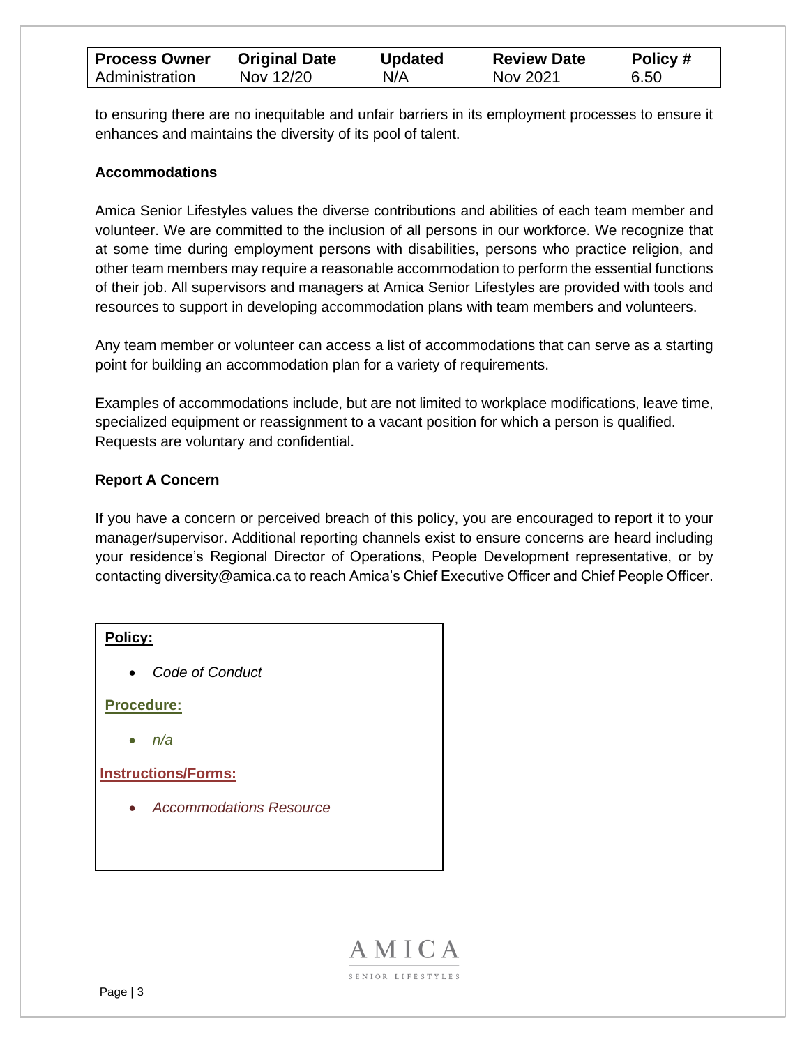| Process Owner | Original Date | Updated | Review Date | Policy # |
|---|---|---|---|---|
| Administration | Nov 12/20 | N/A | Nov 2021 | 6.50 |

to ensuring there are no inequitable and unfair barriers in its employment processes to ensure it enhances and maintains the diversity of its pool of talent.

**Accommodations**

Amica Senior Lifestyles values the diverse contributions and abilities of each team member and volunteer. We are committed to the inclusion of all persons in our workforce. We recognize that at some time during employment persons with disabilities, persons who practice religion, and other team members may require a reasonable accommodation to perform the essential functions of their job. All supervisors and managers at Amica Senior Lifestyles are provided with tools and resources to support in developing accommodation plans with team members and volunteers.

Any team member or volunteer can access a list of accommodations that can serve as a starting point for building an accommodation plan for a variety of requirements.

Examples of accommodations include, but are not limited to workplace modifications, leave time, specialized equipment or reassignment to a vacant position for which a person is qualified. Requests are voluntary and confidential.

**Report A Concern**

If you have a concern or perceived breach of this policy, you are encouraged to report it to your manager/supervisor. Additional reporting channels exist to ensure concerns are heard including your residence's Regional Director of Operations, People Development representative, or by contacting diversity@amica.ca to reach Amica's Chief Executive Officer and Chief People Officer.

**Policy:**

- *Code of Conduct*

**Procedure:**

- *n/a*

**Instructions/Forms:**

- *Accommodations Resource*

AMICA
SENIOR LIFESTYLES